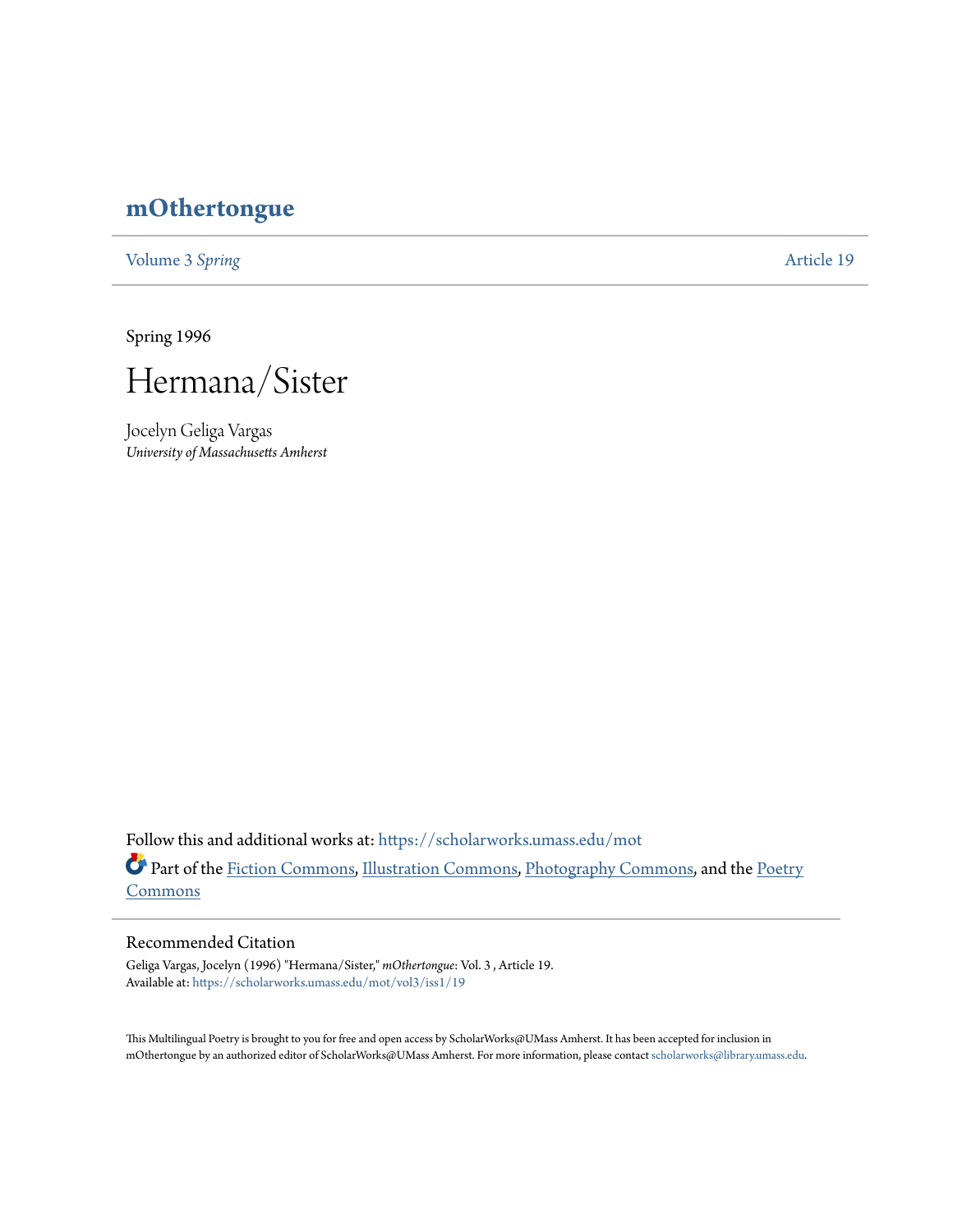# mOthertongue

Volume 3 *Spring* Article 19

Spring 1996

## Hermana/Sister

Jocelyn Geliga Vargas
*University of Massachusetts Amherst*

Follow this and additional works at: https://scholarworks.umass.edu/mot

Part of the Fiction Commons, Illustration Commons, Photography Commons, and the Poetry Commons

### Recommended Citation

Geliga Vargas, Jocelyn (1996) "Hermana/Sister," *mOthertongue*: Vol. 3 , Article 19.
Available at: https://scholarworks.umass.edu/mot/vol3/iss1/19

This Multilingual Poetry is brought to you for free and open access by ScholarWorks@UMass Amherst. It has been accepted for inclusion in mOthertongue by an authorized editor of ScholarWorks@UMass Amherst. For more information, please contact scholarworks@library.umass.edu.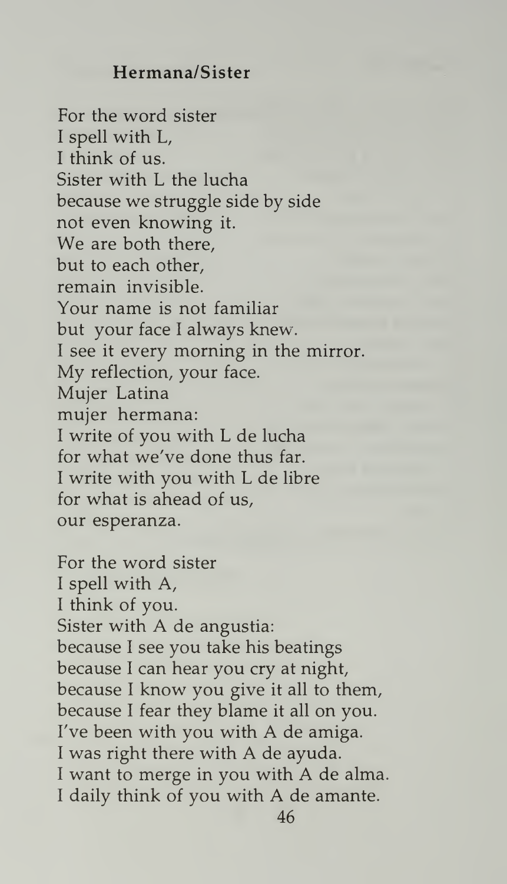## Hermana/Sister

For the word sister  
I spell with L,  
I think of us.  
Sister with L the lucha  
because we struggle side by side  
not even knowing it.  
We are both there,  
but to each other,  
remain invisible.  
Your name is not familiar  
but your face I always knew.  
I see it every morning in the mirror.  
My reflection, your face.  
Mujer Latina  
mujer hermana:  
I write of you with L de lucha  
for what we've done thus far.  
I write with you with L de libre  
for what is ahead of us,  
our esperanza.

For the word sister  
I spell with A,  
I think of you.  
Sister with A de angustia:  
because I see you take his beatings  
because I can hear you cry at night,  
because I know you give it all to them,  
because I fear they blame it all on you.  
I've been with you with A de amiga.  
I was right there with A de ayuda.  
I want to merge in you with A de alma.  
I daily think of you with A de amante.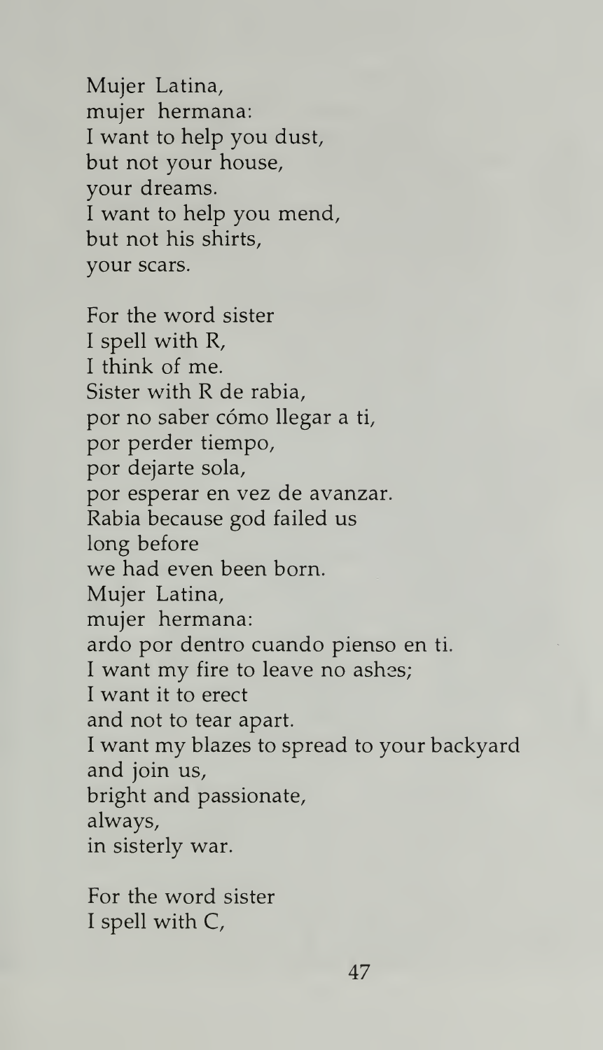Mujer Latina,
mujer hermana:
I want to help you dust,
but not your house,
your dreams.
I want to help you mend,
but not his shirts,
your scars.

For the word sister
I spell with R,
I think of me.
Sister with R de rabia,
por no saber cómo llegar a ti,
por perder tiempo,
por dejarte sola,
por esperar en vez de avanzar.
Rabia because god failed us
long before
we had even been born.
Mujer Latina,
mujer hermana:
ardo por dentro cuando pienso en ti.
I want my fire to leave no ashes;
I want it to erect
and not to tear apart.
I want my blazes to spread to your backyard
and join us,
bright and passionate,
always,
in sisterly war.

For the word sister
I spell with C,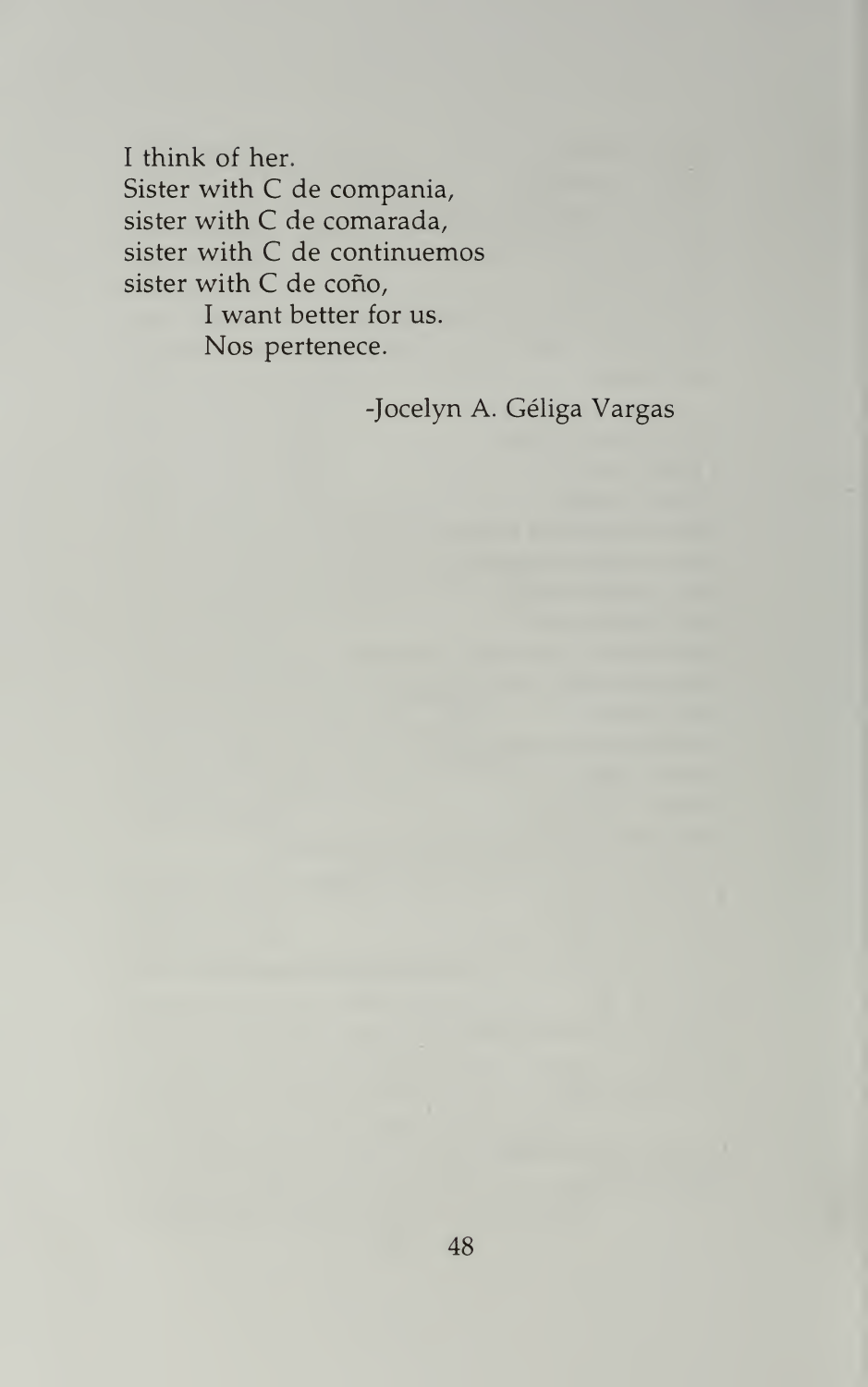I think of her.  
Sister with C de compania,  
sister with C de comarada,  
sister with C de continuemos  
sister with C de coño,  
    I want better for us.  
    Nos pertenece.

-Jocelyn A. Géliga Vargas